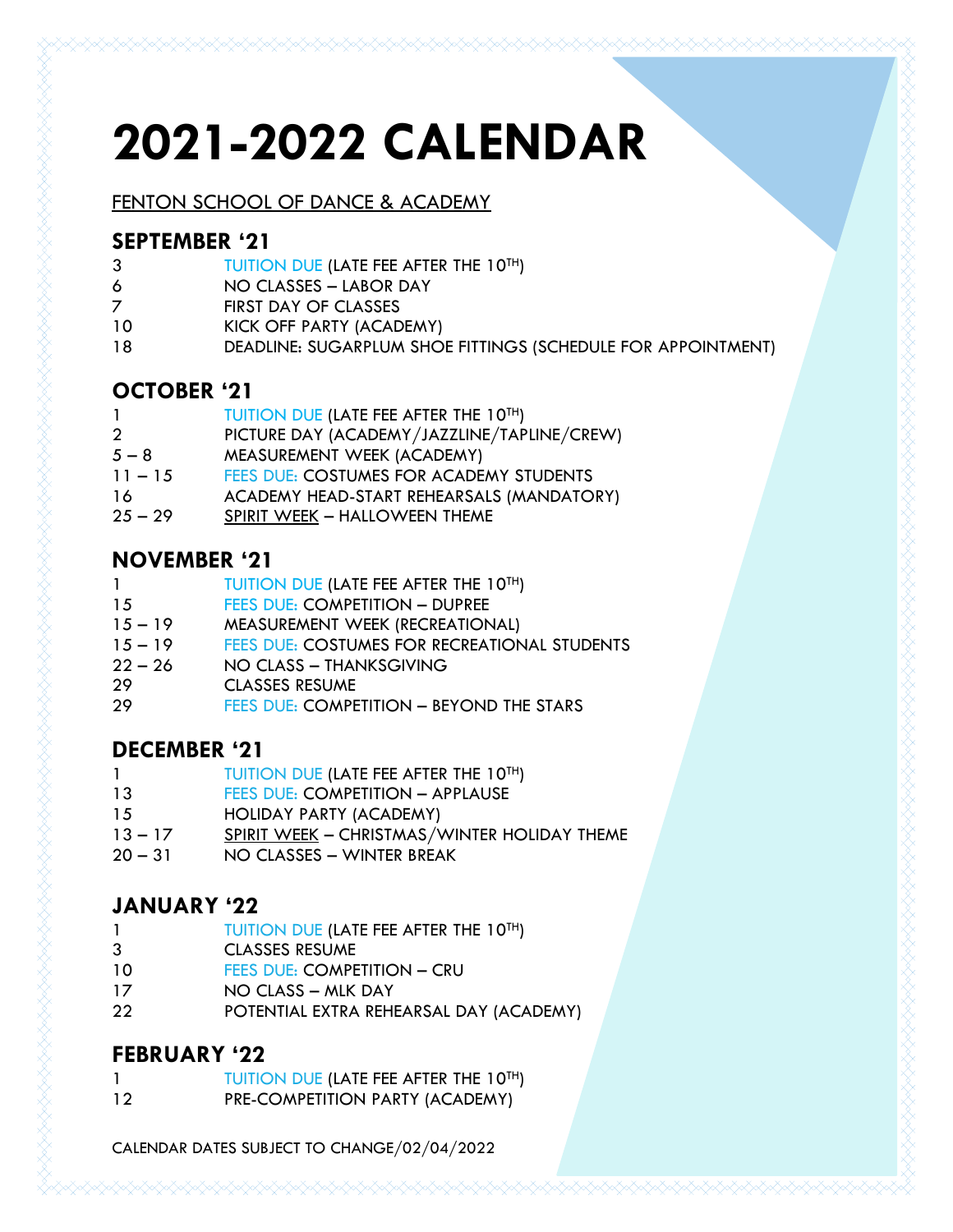# 2021-2022 CALENDAR

FENTON SCHOOL OF DANCE & ACADEMY

## SEPTEMBER '21

| | |
|---|---|
| 3 | TUITION DUE (LATE FEE AFTER THE 10TH) |
| 6 | NO CLASSES – LABOR DAY |
| 7 | FIRST DAY OF CLASSES |
| 10 | KICK OFF PARTY (ACADEMY) |
| 18 | DEADLINE: SUGARPLUM SHOE FITTINGS (SCHEDULE FOR APPOINTMENT) |

## OCTOBER '21

| | |
|---|---|
| 1 | TUITION DUE (LATE FEE AFTER THE 10TH) |
| 2 | PICTURE DAY (ACADEMY/JAZZLINE/TAPLINE/CREW) |
| 5 – 8 | MEASUREMENT WEEK (ACADEMY) |
| 11 – 15 | FEES DUE: COSTUMES FOR ACADEMY STUDENTS |
| 16 | ACADEMY HEAD-START REHEARSALS (MANDATORY) |
| 25 – 29 | SPIRIT WEEK – HALLOWEEN THEME |

## NOVEMBER '21

| | |
|---|---|
| 1 | TUITION DUE (LATE FEE AFTER THE 10TH) |
| 15 | FEES DUE: COMPETITION – DUPREE |
| 15 – 19 | MEASUREMENT WEEK (RECREATIONAL) |
| 15 – 19 | FEES DUE: COSTUMES FOR RECREATIONAL STUDENTS |
| 22 – 26 | NO CLASS – THANKSGIVING |
| 29 | CLASSES RESUME |
| 29 | FEES DUE: COMPETITION – BEYOND THE STARS |

## DECEMBER '21

| | |
|---|---|
| 1 | TUITION DUE (LATE FEE AFTER THE 10TH) |
| 13 | FEES DUE: COMPETITION – APPLAUSE |
| 15 | HOLIDAY PARTY (ACADEMY) |
| 13 – 17 | SPIRIT WEEK – CHRISTMAS/WINTER HOLIDAY THEME |
| 20 – 31 | NO CLASSES – WINTER BREAK |

## JANUARY '22

| | |
|---|---|
| 1 | TUITION DUE (LATE FEE AFTER THE 10TH) |
| 3 | CLASSES RESUME |
| 10 | FEES DUE: COMPETITION – CRU |
| 17 | NO CLASS – MLK DAY |
| 22 | POTENTIAL EXTRA REHEARSAL DAY (ACADEMY) |

## FEBRUARY '22

| | |
|---|---|
| 1 | TUITION DUE (LATE FEE AFTER THE 10TH) |
| 12 | PRE-COMPETITION PARTY (ACADEMY) |

CALENDAR DATES SUBJECT TO CHANGE/02/04/2022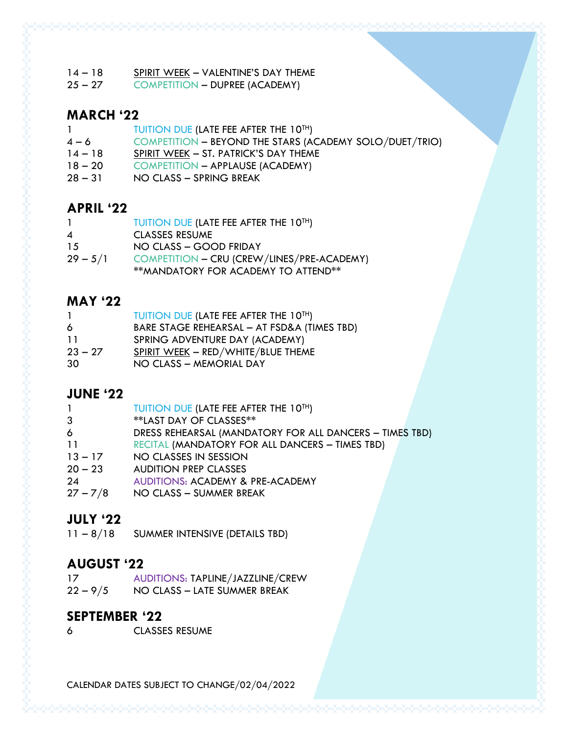| | |
|---|---|
| 14 – 18 | SPIRIT WEEK – VALENTINE'S DAY THEME |
| 25 – 27 | COMPETITION – DUPREE (ACADEMY) |

## MARCH '22

| | |
|---|---|
| 1 | TUITION DUE (LATE FEE AFTER THE 10TH) |
| 4 – 6 | COMPETITION – BEYOND THE STARS (ACADEMY SOLO/DUET/TRIO) |
| 14 – 18 | SPIRIT WEEK – ST. PATRICK'S DAY THEME |
| 18 – 20 | COMPETITION – APPLAUSE (ACADEMY) |
| 28 – 31 | NO CLASS – SPRING BREAK |

## APRIL '22

| | |
|---|---|
| 1 | TUITION DUE (LATE FEE AFTER THE 10TH) |
| 4 | CLASSES RESUME |
| 15 | NO CLASS – GOOD FRIDAY |
| 29 – 5/1 | COMPETITION – CRU (CREW/LINES/PRE-ACADEMY) **MANDATORY FOR ACADEMY TO ATTEND** |

## MAY '22

| | |
|---|---|
| 1 | TUITION DUE (LATE FEE AFTER THE 10TH) |
| 6 | BARE STAGE REHEARSAL – AT FSD&A (TIMES TBD) |
| 11 | SPRING ADVENTURE DAY (ACADEMY) |
| 23 – 27 | SPIRIT WEEK – RED/WHITE/BLUE THEME |
| 30 | NO CLASS – MEMORIAL DAY |

## JUNE '22

| | |
|---|---|
| 1 | TUITION DUE (LATE FEE AFTER THE 10TH) |
| 3 | **LAST DAY OF CLASSES** |
| 6 | DRESS REHEARSAL (MANDATORY FOR ALL DANCERS – TIMES TBD) |
| 11 | RECITAL (MANDATORY FOR ALL DANCERS – TIMES TBD) |
| 13 – 17 | NO CLASSES IN SESSION |
| 20 – 23 | AUDITION PREP CLASSES |
| 24 | AUDITIONS: ACADEMY & PRE-ACADEMY |
| 27 – 7/8 | NO CLASS – SUMMER BREAK |

## JULY '22

| | |
|---|---|
| 11 – 8/18 | SUMMER INTENSIVE (DETAILS TBD) |

## AUGUST '22

| | |
|---|---|
| 17 | AUDITIONS: TAPLINE/JAZZLINE/CREW |
| 22 – 9/5 | NO CLASS – LATE SUMMER BREAK |

## SEPTEMBER '22

| | |
|---|---|
| 6 | CLASSES RESUME |

CALENDAR DATES SUBJECT TO CHANGE/02/04/2022